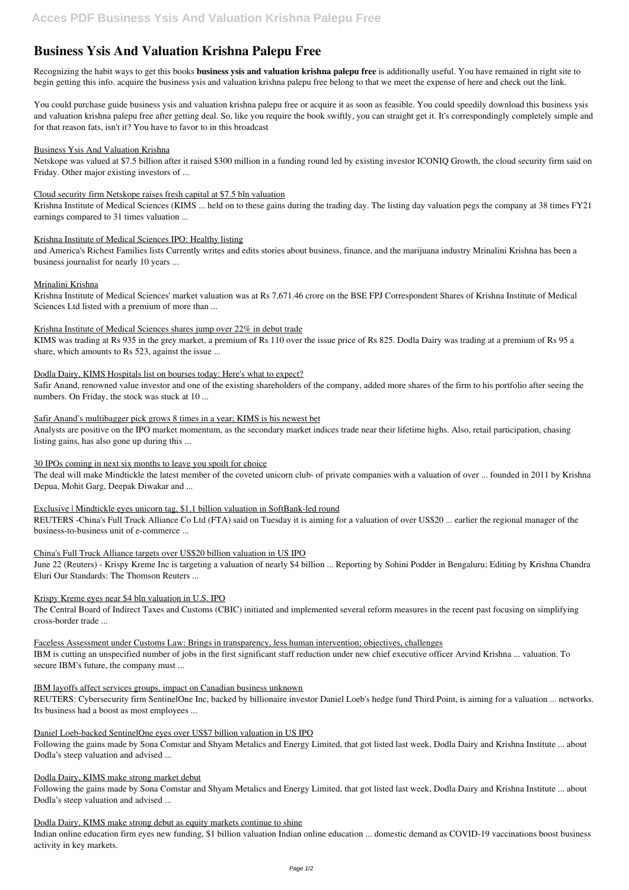# Business Ysis And Valuation Krishna Palepu Free

Recognizing the habit ways to get this books **business ysis and valuation krishna palepu free** is additionally useful. You have remained in right site to begin getting this info. acquire the business ysis and valuation krishna palepu free belong to that we meet the expense of here and check out the link.

You could purchase guide business ysis and valuation krishna palepu free or acquire it as soon as feasible. You could speedily download this business ysis and valuation krishna palepu free after getting deal. So, like you require the book swiftly, you can straight get it. It's correspondingly completely simple and for that reason fats, isn't it? You have to favor to in this broadcast

Business Ysis And Valuation Krishna

Netskope was valued at $7.5 billion after it raised $300 million in a funding round led by existing investor ICONIQ Growth, the cloud security firm said on Friday. Other major existing investors of ...

Cloud security firm Netskope raises fresh capital at $7.5 bln valuation

Krishna Institute of Medical Sciences (KIMS ... held on to these gains during the trading day. The listing day valuation pegs the company at 38 times FY21 earnings compared to 31 times valuation ...

Krishna Institute of Medical Sciences IPO: Healthy listing

and America's Richest Families lists Currently writes and edits stories about business, finance, and the marijuana industry Mrinalini Krishna has been a business journalist for nearly 10 years ...

Mrinalini Krishna

Krishna Institute of Medical Sciences' market valuation was at Rs 7,671.46 crore on the BSE FPJ Correspondent Shares of Krishna Institute of Medical Sciences Ltd listed with a premium of more than ...

Krishna Institute of Medical Sciences shares jump over 22% in debut trade

KIMS was trading at Rs 935 in the grey market, a premium of Rs 110 over the issue price of Rs 825. Dodla Dairy was trading at a premium of Rs 95 a share, which amounts to Rs 523, against the issue ...

Dodla Dairy, KIMS Hospitals list on bourses today: Here's what to expect?

Safir Anand, renowned value investor and one of the existing shareholders of the company, added more shares of the firm to his portfolio after seeing the numbers. On Friday, the stock was stuck at 10 ...

Safir Anand's multibagger pick grows 8 times in a year; KIMS is his newest bet

Analysts are positive on the IPO market momentum, as the secondary market indices trade near their lifetime highs. Also, retail participation, chasing listing gains, has also gone up during this ...

30 IPOs coming in next six months to leave you spoilt for choice

The deal will make Mindtickle the latest member of the coveted unicorn club- of private companies with a valuation of over ... founded in 2011 by Krishna Depua, Mohit Garg, Deepak Diwakar and ...

Exclusive | Mindtickle eyes unicorn tag, $1.1 billion valuation in SoftBank-led round

REUTERS -China's Full Truck Alliance Co Ltd (FTA) said on Tuesday it is aiming for a valuation of over US$20 ... earlier the regional manager of the business-to-business unit of e-commerce ...

China's Full Truck Alliance targets over US$20 billion valuation in US IPO

June 22 (Reuters) - Krispy Kreme Inc is targeting a valuation of nearly $4 billion ... Reporting by Sohini Podder in Bengaluru; Editing by Krishna Chandra Eluri Our Standards: The Thomson Reuters ...

Krispy Kreme eyes near $4 bln valuation in U.S. IPO

The Central Board of Indirect Taxes and Customs (CBIC) initiated and implemented several reform measures in the recent past focusing on simplifying cross-border trade ...

Faceless Assessment under Customs Law: Brings in transparency, less human intervention; objectives, challenges

IBM is cutting an unspecified number of jobs in the first significant staff reduction under new chief executive officer Arvind Krishna ... valuation. To secure IBM's future, the company must ...

IBM layoffs affect services groups, impact on Canadian business unknown

REUTERS: Cybersecurity firm SentinelOne Inc, backed by billionaire investor Daniel Loeb's hedge fund Third Point, is aiming for a valuation ... networks. Its business had a boost as most employees ...

Daniel Loeb-backed SentinelOne eyes over US$7 billion valuation in US IPO

Following the gains made by Sona Comstar and Shyam Metalics and Energy Limited, that got listed last week, Dodla Dairy and Krishna Institute ... about Dodla's steep valuation and advised ...

Dodla Dairy, KIMS make strong market debut

Following the gains made by Sona Comstar and Shyam Metalics and Energy Limited, that got listed last week, Dodla Dairy and Krishna Institute ... about Dodla's steep valuation and advised ...

Dodla Dairy, KIMS make strong debut as equity markets continue to shine

Indian online education firm eyes new funding, $1 billion valuation Indian online education ... domestic demand as COVID-19 vaccinations boost business activity in key markets.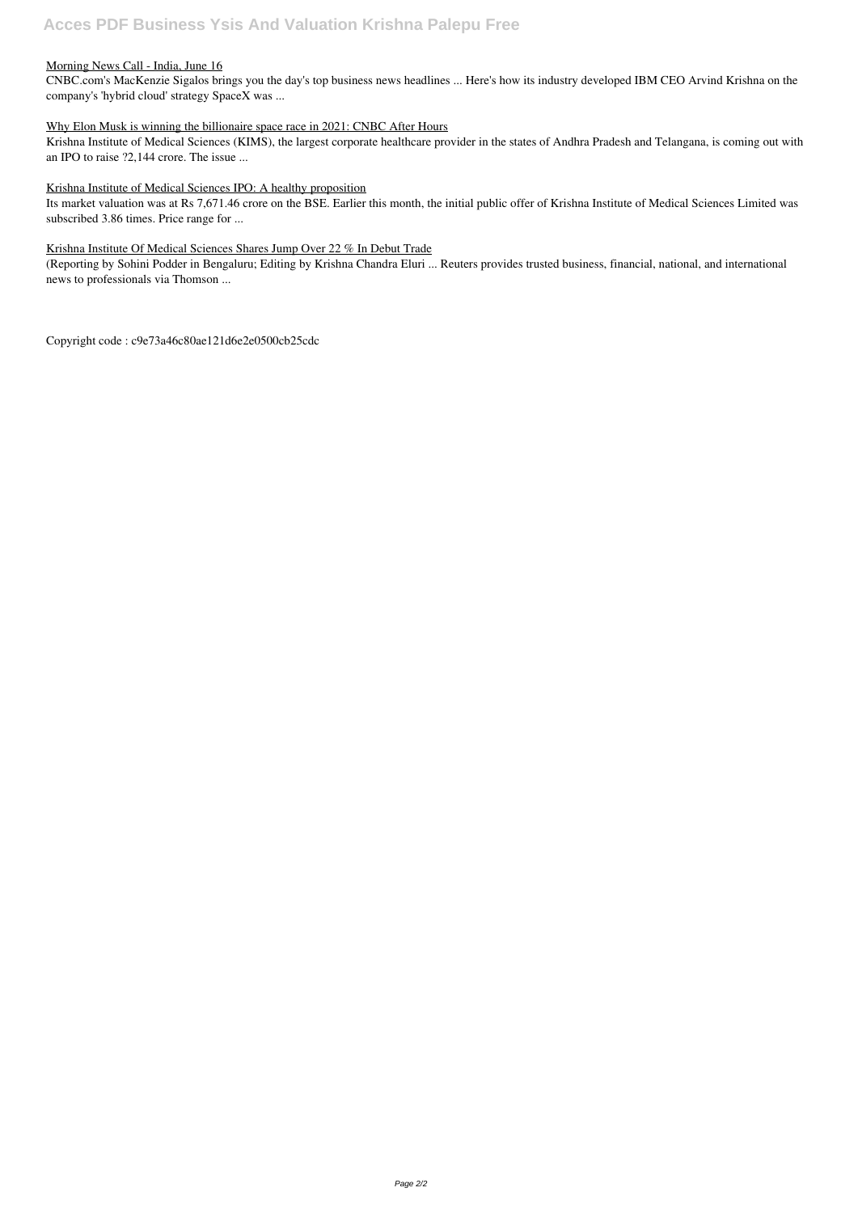Morning News Call - India, June 16

CNBC.com's MacKenzie Sigalos brings you the day's top business news headlines ... Here's how its industry developed IBM CEO Arvind Krishna on the company's 'hybrid cloud' strategy SpaceX was ...

Why Elon Musk is winning the billionaire space race in 2021: CNBC After Hours

Krishna Institute of Medical Sciences (KIMS), the largest corporate healthcare provider in the states of Andhra Pradesh and Telangana, is coming out with an IPO to raise ?2,144 crore. The issue ...

Krishna Institute of Medical Sciences IPO: A healthy proposition

Its market valuation was at Rs 7,671.46 crore on the BSE. Earlier this month, the initial public offer of Krishna Institute of Medical Sciences Limited was subscribed 3.86 times. Price range for ...

Krishna Institute Of Medical Sciences Shares Jump Over 22 % In Debut Trade

(Reporting by Sohini Podder in Bengaluru; Editing by Krishna Chandra Eluri ... Reuters provides trusted business, financial, national, and international news to professionals via Thomson ...

Copyright code : c9e73a46c80ae121d6e2e0500cb25cdc